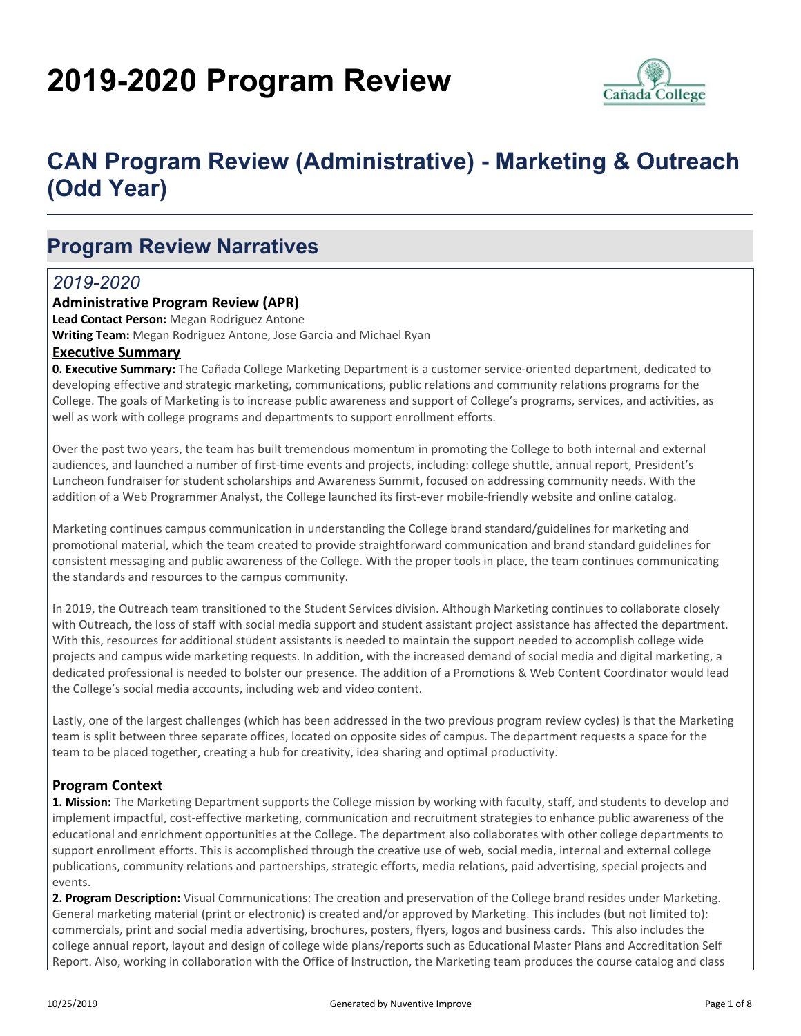# 2019-2020 Program Review

## CAN Program Review (Administrative) - Marketing & Outreach (Odd Year)

## Program Review Narratives

### *2019-2020*

**Administrative Program Review (APR)**

**Lead Contact Person:** Megan Rodriguez Antone

**Writing Team:** Megan Rodriguez Antone, Jose Garcia and Michael Ryan

**Executive Summary**

**0. Executive Summary:** The Cañada College Marketing Department is a customer service-oriented department, dedicated to developing effective and strategic marketing, communications, public relations and community relations programs for the College. The goals of Marketing is to increase public awareness and support of College's programs, services, and activities, as well as work with college programs and departments to support enrollment efforts.

Over the past two years, the team has built tremendous momentum in promoting the College to both internal and external audiences, and launched a number of first-time events and projects, including: college shuttle, annual report, President's Luncheon fundraiser for student scholarships and Awareness Summit, focused on addressing community needs. With the addition of a Web Programmer Analyst, the College launched its first-ever mobile-friendly website and online catalog.

Marketing continues campus communication in understanding the College brand standard/guidelines for marketing and promotional material, which the team created to provide straightforward communication and brand standard guidelines for consistent messaging and public awareness of the College. With the proper tools in place, the team continues communicating the standards and resources to the campus community.

In 2019, the Outreach team transitioned to the Student Services division. Although Marketing continues to collaborate closely with Outreach, the loss of staff with social media support and student assistant project assistance has affected the department. With this, resources for additional student assistants is needed to maintain the support needed to accomplish college wide projects and campus wide marketing requests. In addition, with the increased demand of social media and digital marketing, a dedicated professional is needed to bolster our presence. The addition of a Promotions & Web Content Coordinator would lead the College's social media accounts, including web and video content.

Lastly, one of the largest challenges (which has been addressed in the two previous program review cycles) is that the Marketing team is split between three separate offices, located on opposite sides of campus. The department requests a space for the team to be placed together, creating a hub for creativity, idea sharing and optimal productivity.

**Program Context**

**1. Mission:** The Marketing Department supports the College mission by working with faculty, staff, and students to develop and implement impactful, cost-effective marketing, communication and recruitment strategies to enhance public awareness of the educational and enrichment opportunities at the College. The department also collaborates with other college departments to support enrollment efforts. This is accomplished through the creative use of web, social media, internal and external college publications, community relations and partnerships, strategic efforts, media relations, paid advertising, special projects and events.

**2. Program Description:** Visual Communications: The creation and preservation of the College brand resides under Marketing. General marketing material (print or electronic) is created and/or approved by Marketing. This includes (but not limited to): commercials, print and social media advertising, brochures, posters, flyers, logos and business cards. This also includes the college annual report, layout and design of college wide plans/reports such as Educational Master Plans and Accreditation Self Report. Also, working in collaboration with the Office of Instruction, the Marketing team produces the course catalog and class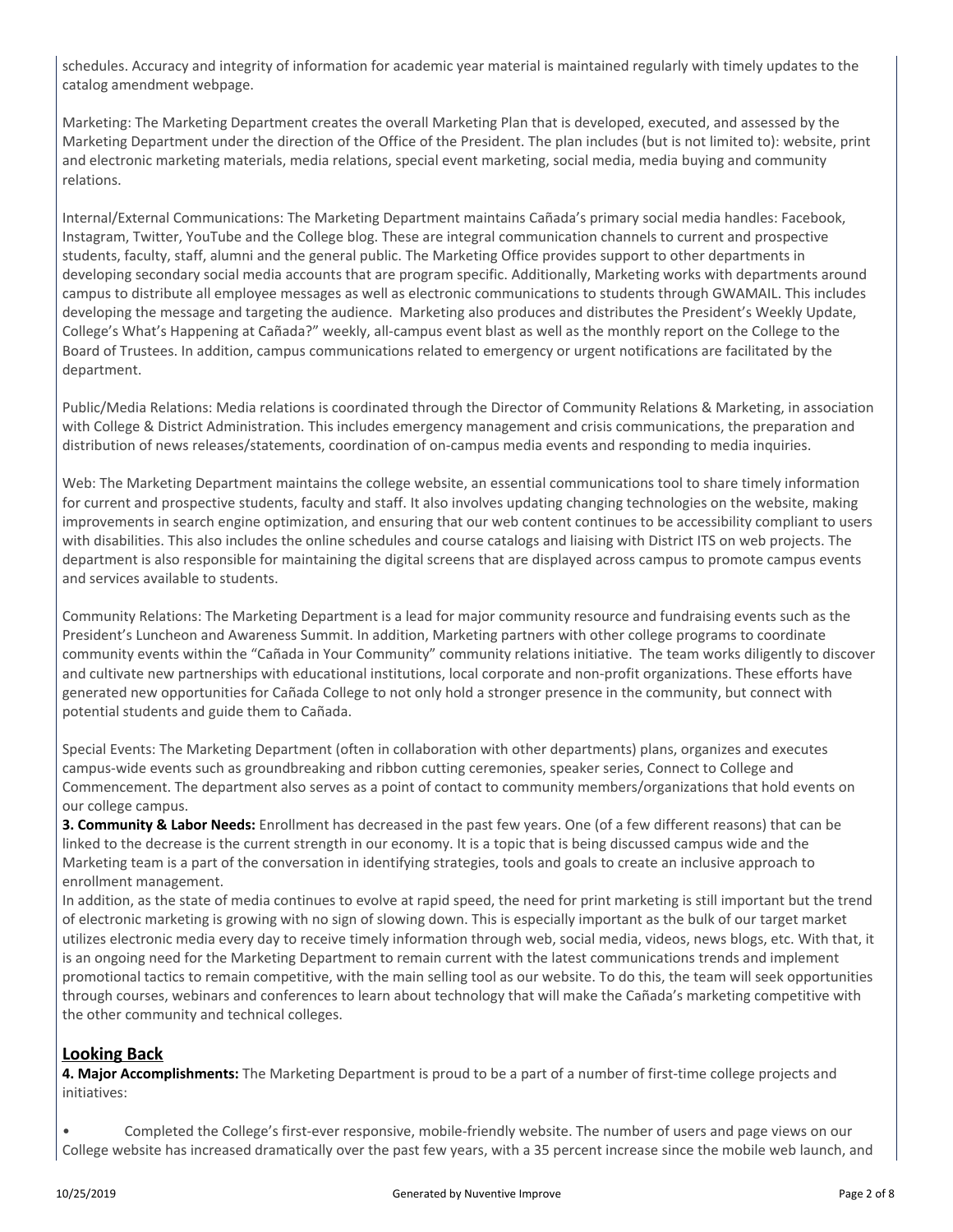schedules. Accuracy and integrity of information for academic year material is maintained regularly with timely updates to the catalog amendment webpage.

Marketing: The Marketing Department creates the overall Marketing Plan that is developed, executed, and assessed by the Marketing Department under the direction of the Office of the President. The plan includes (but is not limited to): website, print and electronic marketing materials, media relations, special event marketing, social media, media buying and community relations.

Internal/External Communications: The Marketing Department maintains Cañada's primary social media handles: Facebook, Instagram, Twitter, YouTube and the College blog. These are integral communication channels to current and prospective students, faculty, staff, alumni and the general public. The Marketing Office provides support to other departments in developing secondary social media accounts that are program specific. Additionally, Marketing works with departments around campus to distribute all employee messages as well as electronic communications to students through GWAMAIL. This includes developing the message and targeting the audience. Marketing also produces and distributes the President's Weekly Update, College's What's Happening at Cañada?" weekly, all-campus event blast as well as the monthly report on the College to the Board of Trustees. In addition, campus communications related to emergency or urgent notifications are facilitated by the department.

Public/Media Relations: Media relations is coordinated through the Director of Community Relations & Marketing, in association with College & District Administration. This includes emergency management and crisis communications, the preparation and distribution of news releases/statements, coordination of on-campus media events and responding to media inquiries.

Web: The Marketing Department maintains the college website, an essential communications tool to share timely information for current and prospective students, faculty and staff. It also involves updating changing technologies on the website, making improvements in search engine optimization, and ensuring that our web content continues to be accessibility compliant to users with disabilities. This also includes the online schedules and course catalogs and liaising with District ITS on web projects. The department is also responsible for maintaining the digital screens that are displayed across campus to promote campus events and services available to students.

Community Relations: The Marketing Department is a lead for major community resource and fundraising events such as the President's Luncheon and Awareness Summit. In addition, Marketing partners with other college programs to coordinate community events within the "Cañada in Your Community" community relations initiative. The team works diligently to discover and cultivate new partnerships with educational institutions, local corporate and non-profit organizations. These efforts have generated new opportunities for Cañada College to not only hold a stronger presence in the community, but connect with potential students and guide them to Cañada.

Special Events: The Marketing Department (often in collaboration with other departments) plans, organizes and executes campus-wide events such as groundbreaking and ribbon cutting ceremonies, speaker series, Connect to College and Commencement. The department also serves as a point of contact to community members/organizations that hold events on our college campus.

**3. Community & Labor Needs:** Enrollment has decreased in the past few years. One (of a few different reasons) that can be linked to the decrease is the current strength in our economy. It is a topic that is being discussed campus wide and the Marketing team is a part of the conversation in identifying strategies, tools and goals to create an inclusive approach to enrollment management.

In addition, as the state of media continues to evolve at rapid speed, the need for print marketing is still important but the trend of electronic marketing is growing with no sign of slowing down. This is especially important as the bulk of our target market utilizes electronic media every day to receive timely information through web, social media, videos, news blogs, etc. With that, it is an ongoing need for the Marketing Department to remain current with the latest communications trends and implement promotional tactics to remain competitive, with the main selling tool as our website. To do this, the team will seek opportunities through courses, webinars and conferences to learn about technology that will make the Cañada's marketing competitive with the other community and technical colleges.

## Looking Back

**4. Major Accomplishments:** The Marketing Department is proud to be a part of a number of first-time college projects and initiatives:

- Completed the College's first-ever responsive, mobile-friendly website. The number of users and page views on our College website has increased dramatically over the past few years, with a 35 percent increase since the mobile web launch, and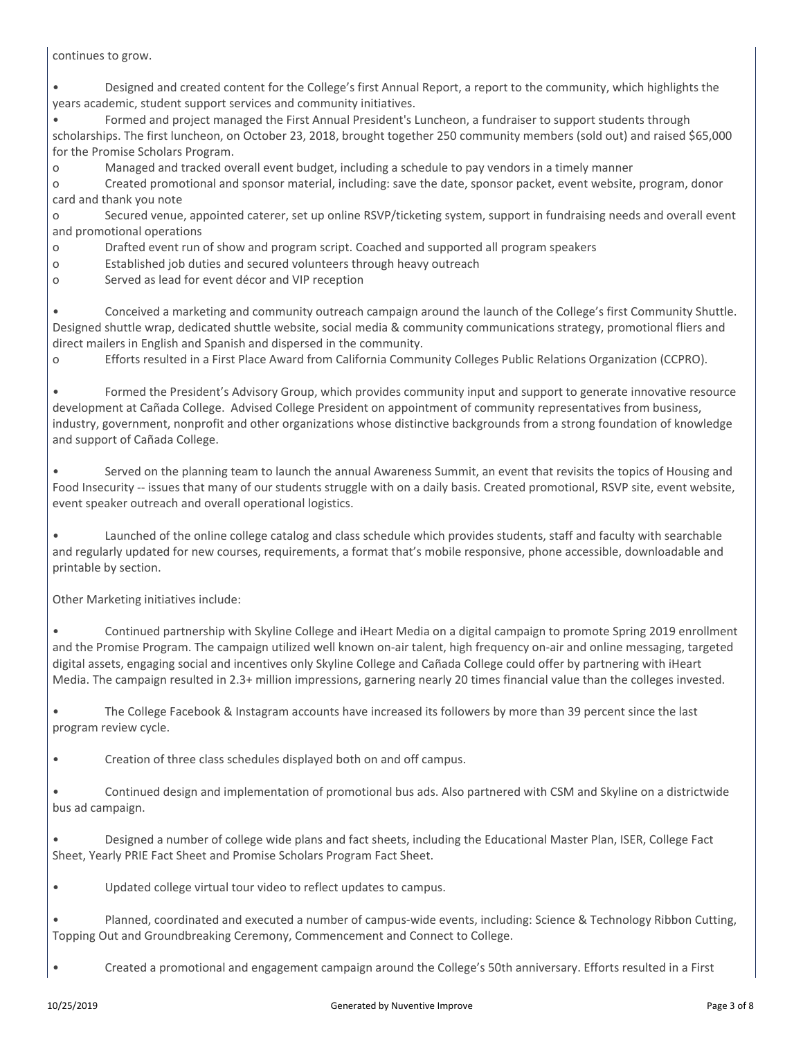continues to grow.

- Designed and created content for the College's first Annual Report, a report to the community, which highlights the years academic, student support services and community initiatives.
- Formed and project managed the First Annual President's Luncheon, a fundraiser to support students through scholarships. The first luncheon, on October 23, 2018, brought together 250 community members (sold out) and raised $65,000 for the Promise Scholars Program.
  - Managed and tracked overall event budget, including a schedule to pay vendors in a timely manner
  - Created promotional and sponsor material, including: save the date, sponsor packet, event website, program, donor card and thank you note
  - Secured venue, appointed caterer, set up online RSVP/ticketing system, support in fundraising needs and overall event and promotional operations
  - Drafted event run of show and program script. Coached and supported all program speakers
  - Established job duties and secured volunteers through heavy outreach
  - Served as lead for event décor and VIP reception

- Conceived a marketing and community outreach campaign around the launch of the College's first Community Shuttle. Designed shuttle wrap, dedicated shuttle website, social media & community communications strategy, promotional fliers and direct mailers in English and Spanish and dispersed in the community.
  - Efforts resulted in a First Place Award from California Community Colleges Public Relations Organization (CCPRO).

- Formed the President's Advisory Group, which provides community input and support to generate innovative resource development at Cañada College. Advised College President on appointment of community representatives from business, industry, government, nonprofit and other organizations whose distinctive backgrounds from a strong foundation of knowledge and support of Cañada College.

- Served on the planning team to launch the annual Awareness Summit, an event that revisits the topics of Housing and Food Insecurity -- issues that many of our students struggle with on a daily basis. Created promotional, RSVP site, event website, event speaker outreach and overall operational logistics.

- Launched of the online college catalog and class schedule which provides students, staff and faculty with searchable and regularly updated for new courses, requirements, a format that's mobile responsive, phone accessible, downloadable and printable by section.

Other Marketing initiatives include:

- Continued partnership with Skyline College and iHeart Media on a digital campaign to promote Spring 2019 enrollment and the Promise Program. The campaign utilized well known on-air talent, high frequency on-air and online messaging, targeted digital assets, engaging social and incentives only Skyline College and Cañada College could offer by partnering with iHeart Media. The campaign resulted in 2.3+ million impressions, garnering nearly 20 times financial value than the colleges invested.

- The College Facebook & Instagram accounts have increased its followers by more than 39 percent since the last program review cycle.

- Creation of three class schedules displayed both on and off campus.

- Continued design and implementation of promotional bus ads. Also partnered with CSM and Skyline on a districtwide bus ad campaign.

- Designed a number of college wide plans and fact sheets, including the Educational Master Plan, ISER, College Fact Sheet, Yearly PRIE Fact Sheet and Promise Scholars Program Fact Sheet.

- Updated college virtual tour video to reflect updates to campus.

- Planned, coordinated and executed a number of campus-wide events, including: Science & Technology Ribbon Cutting, Topping Out and Groundbreaking Ceremony, Commencement and Connect to College.

- Created a promotional and engagement campaign around the College's 50th anniversary. Efforts resulted in a First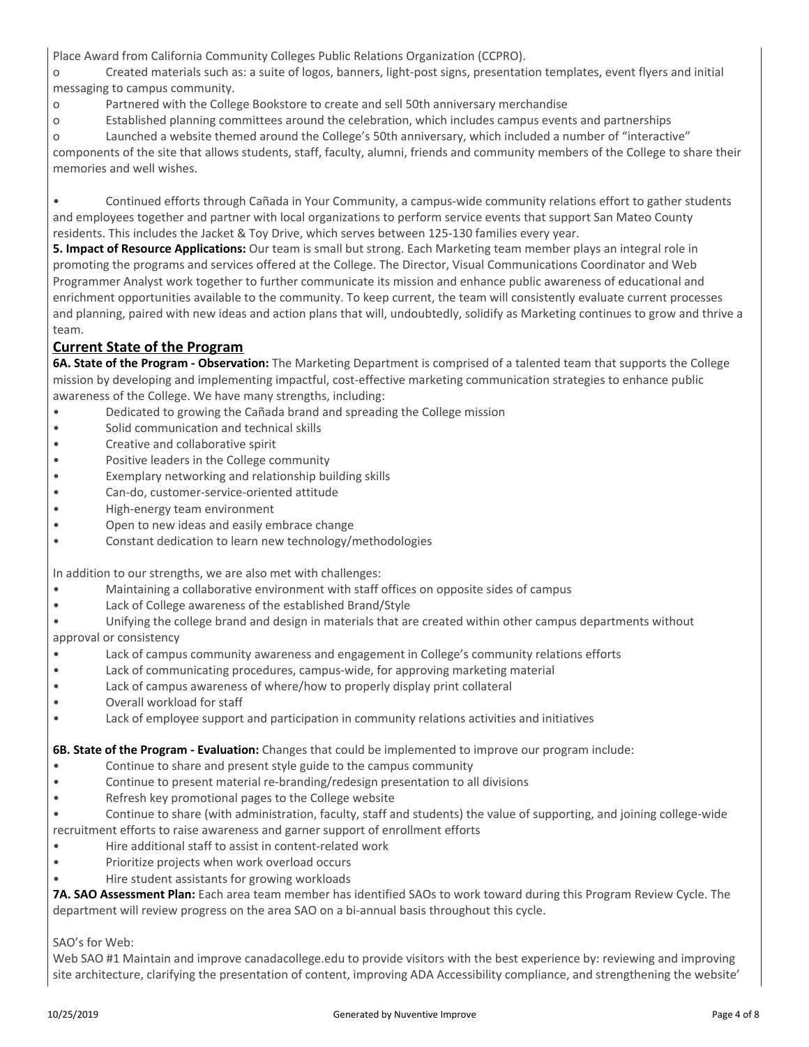Place Award from California Community Colleges Public Relations Organization (CCPRO).

- o Created materials such as: a suite of logos, banners, light-post signs, presentation templates, event flyers and initial messaging to campus community.
- o Partnered with the College Bookstore to create and sell 50th anniversary merchandise
- o Established planning committees around the celebration, which includes campus events and partnerships
- o Launched a website themed around the College's 50th anniversary, which included a number of "interactive" components of the site that allows students, staff, faculty, alumni, friends and community members of the College to share their memories and well wishes.

• Continued efforts through Cañada in Your Community, a campus-wide community relations effort to gather students and employees together and partner with local organizations to perform service events that support San Mateo County residents. This includes the Jacket & Toy Drive, which serves between 125-130 families every year.

**5. Impact of Resource Applications:** Our team is small but strong. Each Marketing team member plays an integral role in promoting the programs and services offered at the College. The Director, Visual Communications Coordinator and Web Programmer Analyst work together to further communicate its mission and enhance public awareness of educational and enrichment opportunities available to the community. To keep current, the team will consistently evaluate current processes and planning, paired with new ideas and action plans that will, undoubtedly, solidify as Marketing continues to grow and thrive a team.

## Current State of the Program

**6A. State of the Program - Observation:** The Marketing Department is comprised of a talented team that supports the College mission by developing and implementing impactful, cost-effective marketing communication strategies to enhance public awareness of the College. We have many strengths, including:

- Dedicated to growing the Cañada brand and spreading the College mission
- Solid communication and technical skills
- Creative and collaborative spirit
- Positive leaders in the College community
- Exemplary networking and relationship building skills
- Can-do, customer-service-oriented attitude
- High-energy team environment
- Open to new ideas and easily embrace change
- Constant dedication to learn new technology/methodologies

In addition to our strengths, we are also met with challenges:

- Maintaining a collaborative environment with staff offices on opposite sides of campus
- Lack of College awareness of the established Brand/Style
- Unifying the college brand and design in materials that are created within other campus departments without approval or consistency
- Lack of campus community awareness and engagement in College's community relations efforts
- Lack of communicating procedures, campus-wide, for approving marketing material
- Lack of campus awareness of where/how to properly display print collateral
- Overall workload for staff
- Lack of employee support and participation in community relations activities and initiatives

**6B. State of the Program - Evaluation:** Changes that could be implemented to improve our program include:

- Continue to share and present style guide to the campus community
- Continue to present material re-branding/redesign presentation to all divisions
- Refresh key promotional pages to the College website
- Continue to share (with administration, faculty, staff and students) the value of supporting, and joining college-wide recruitment efforts to raise awareness and garner support of enrollment efforts
- Hire additional staff to assist in content-related work
- Prioritize projects when work overload occurs
- Hire student assistants for growing workloads

**7A. SAO Assessment Plan:** Each area team member has identified SAOs to work toward during this Program Review Cycle. The department will review progress on the area SAO on a bi-annual basis throughout this cycle.

SAO's for Web:

Web SAO #1 Maintain and improve canadacollege.edu to provide visitors with the best experience by: reviewing and improving site architecture, clarifying the presentation of content, improving ADA Accessibility compliance, and strengthening the website'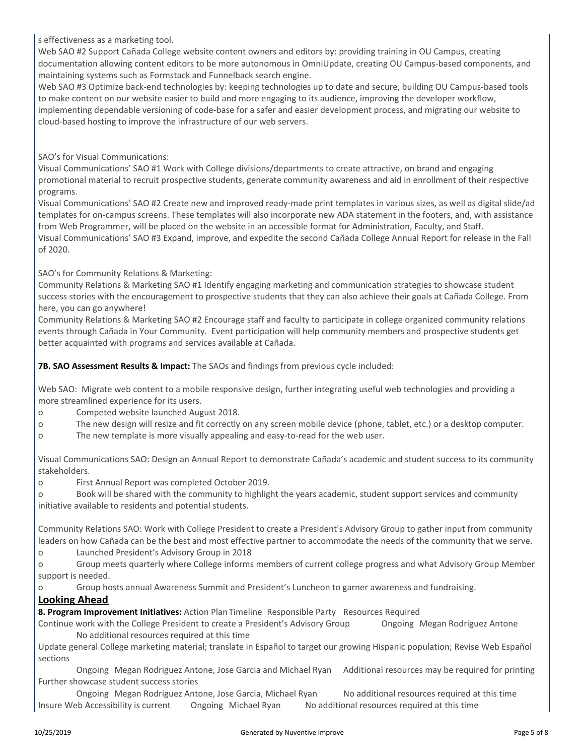s effectiveness as a marketing tool.

Web SAO #2 Support Cañada College website content owners and editors by: providing training in OU Campus, creating documentation allowing content editors to be more autonomous in OmniUpdate, creating OU Campus-based components, and maintaining systems such as Formstack and Funnelback search engine.

Web SAO #3 Optimize back-end technologies by: keeping technologies up to date and secure, building OU Campus-based tools to make content on our website easier to build and more engaging to its audience, improving the developer workflow, implementing dependable versioning of code-base for a safer and easier development process, and migrating our website to cloud-based hosting to improve the infrastructure of our web servers.

SAO's for Visual Communications:

Visual Communications' SAO #1 Work with College divisions/departments to create attractive, on brand and engaging promotional material to recruit prospective students, generate community awareness and aid in enrollment of their respective programs.

Visual Communications' SAO #2 Create new and improved ready-made print templates in various sizes, as well as digital slide/ad templates for on-campus screens. These templates will also incorporate new ADA statement in the footers, and, with assistance from Web Programmer, will be placed on the website in an accessible format for Administration, Faculty, and Staff.

Visual Communications' SAO #3 Expand, improve, and expedite the second Cañada College Annual Report for release in the Fall of 2020.

SAO's for Community Relations & Marketing:

Community Relations & Marketing SAO #1 Identify engaging marketing and communication strategies to showcase student success stories with the encouragement to prospective students that they can also achieve their goals at Cañada College. From here, you can go anywhere!

Community Relations & Marketing SAO #2 Encourage staff and faculty to participate in college organized community relations events through Cañada in Your Community. Event participation will help community members and prospective students get better acquainted with programs and services available at Cañada.

**7B. SAO Assessment Results & Impact:** The SAOs and findings from previous cycle included:

Web SAO: Migrate web content to a mobile responsive design, further integrating useful web technologies and providing a more streamlined experience for its users.

- Competed website launched August 2018.
- The new design will resize and fit correctly on any screen mobile device (phone, tablet, etc.) or a desktop computer.
- The new template is more visually appealing and easy-to-read for the web user.

Visual Communications SAO: Design an Annual Report to demonstrate Cañada's academic and student success to its community stakeholders.

- First Annual Report was completed October 2019.
- Book will be shared with the community to highlight the years academic, student support services and community initiative available to residents and potential students.

Community Relations SAO: Work with College President to create a President's Advisory Group to gather input from community leaders on how Cañada can be the best and most effective partner to accommodate the needs of the community that we serve.

- Launched President's Advisory Group in 2018
- Group meets quarterly where College informs members of current college progress and what Advisory Group Member support is needed.
- Group hosts annual Awareness Summit and President's Luncheon to garner awareness and fundraising.

## Looking Ahead

**8. Program Improvement Initiatives:** Action Plan Timeline Responsible Party Resources Required

Continue work with the College President to create a President's Advisory Group Ongoing Megan Rodriguez Antone No additional resources required at this time

Update general College marketing material; translate in Español to target our growing Hispanic population; Revise Web Español sections Ongoing Megan Rodriguez Antone, Jose Garcia and Michael Ryan Additional resources may be required for printing

Further showcase student success stories Ongoing Megan Rodriguez Antone, Jose Garcia, Michael Ryan No additional resources required at this time

Insure Web Accessibility is current Ongoing Michael Ryan No additional resources required at this time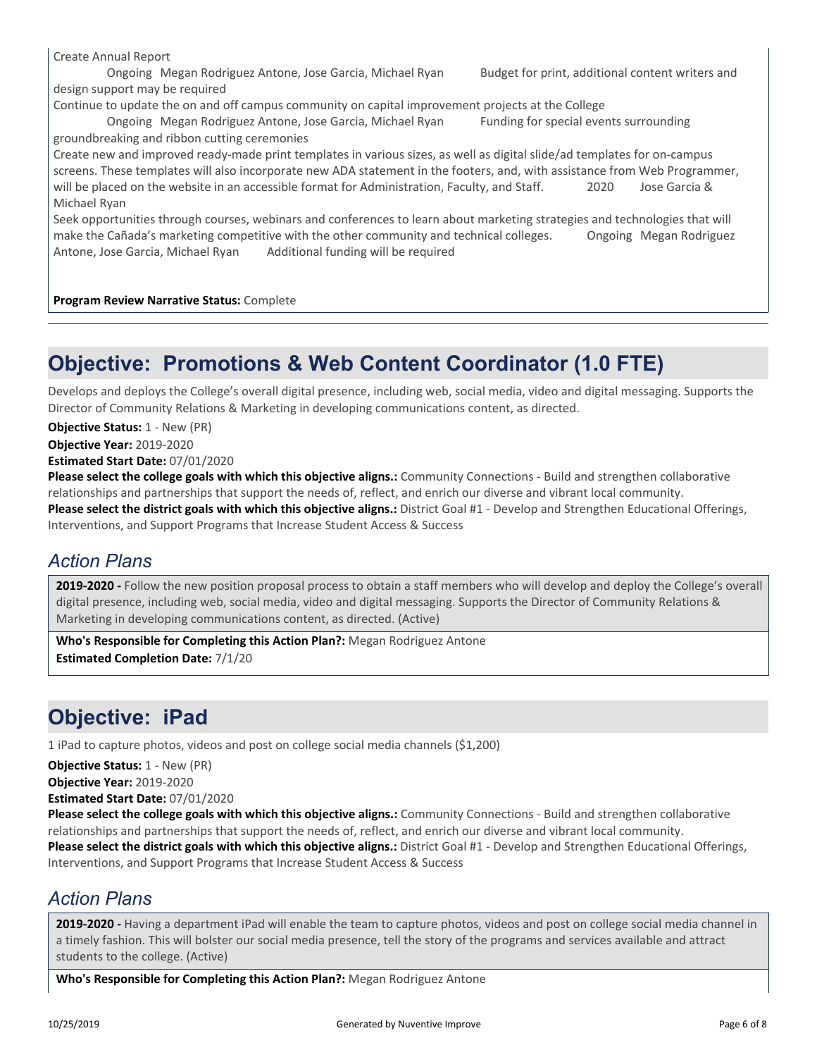Create Annual Report
Ongoing Megan Rodriguez Antone, Jose Garcia, Michael Ryan Budget for print, additional content writers and design support may be required

Continue to update the on and off campus community on capital improvement projects at the College
Ongoing Megan Rodriguez Antone, Jose Garcia, Michael Ryan Funding for special events surrounding groundbreaking and ribbon cutting ceremonies

Create new and improved ready-made print templates in various sizes, as well as digital slide/ad templates for on-campus screens. These templates will also incorporate new ADA statement in the footers, and, with assistance from Web Programmer, will be placed on the website in an accessible format for Administration, Faculty, and Staff. 2020 Jose Garcia & Michael Ryan

Seek opportunities through courses, webinars and conferences to learn about marketing strategies and technologies that will make the Cañada's marketing competitive with the other community and technical colleges. Ongoing Megan Rodriguez Antone, Jose Garcia, Michael Ryan Additional funding will be required

**Program Review Narrative Status:** Complete

# Objective: Promotions & Web Content Coordinator (1.0 FTE)

Develops and deploys the College's overall digital presence, including web, social media, video and digital messaging. Supports the Director of Community Relations & Marketing in developing communications content, as directed.

**Objective Status:** 1 - New (PR)
**Objective Year:** 2019-2020
**Estimated Start Date:** 07/01/2020
**Please select the college goals with which this objective aligns.:** Community Connections - Build and strengthen collaborative relationships and partnerships that support the needs of, reflect, and enrich our diverse and vibrant local community.
**Please select the district goals with which this objective aligns.:** District Goal #1 - Develop and Strengthen Educational Offerings, Interventions, and Support Programs that Increase Student Access & Success

## *Action Plans*

**2019-2020 -** Follow the new position proposal process to obtain a staff members who will develop and deploy the College's overall digital presence, including web, social media, video and digital messaging. Supports the Director of Community Relations & Marketing in developing communications content, as directed. (Active)

**Who's Responsible for Completing this Action Plan?:** Megan Rodriguez Antone
**Estimated Completion Date:** 7/1/20

# Objective: iPad

1 iPad to capture photos, videos and post on college social media channels ($1,200)

**Objective Status:** 1 - New (PR)
**Objective Year:** 2019-2020
**Estimated Start Date:** 07/01/2020
**Please select the college goals with which this objective aligns.:** Community Connections - Build and strengthen collaborative relationships and partnerships that support the needs of, reflect, and enrich our diverse and vibrant local community.
**Please select the district goals with which this objective aligns.:** District Goal #1 - Develop and Strengthen Educational Offerings, Interventions, and Support Programs that Increase Student Access & Success

## *Action Plans*

**2019-2020 -** Having a department iPad will enable the team to capture photos, videos and post on college social media channel in a timely fashion. This will bolster our social media presence, tell the story of the programs and services available and attract students to the college. (Active)

**Who's Responsible for Completing this Action Plan?:** Megan Rodriguez Antone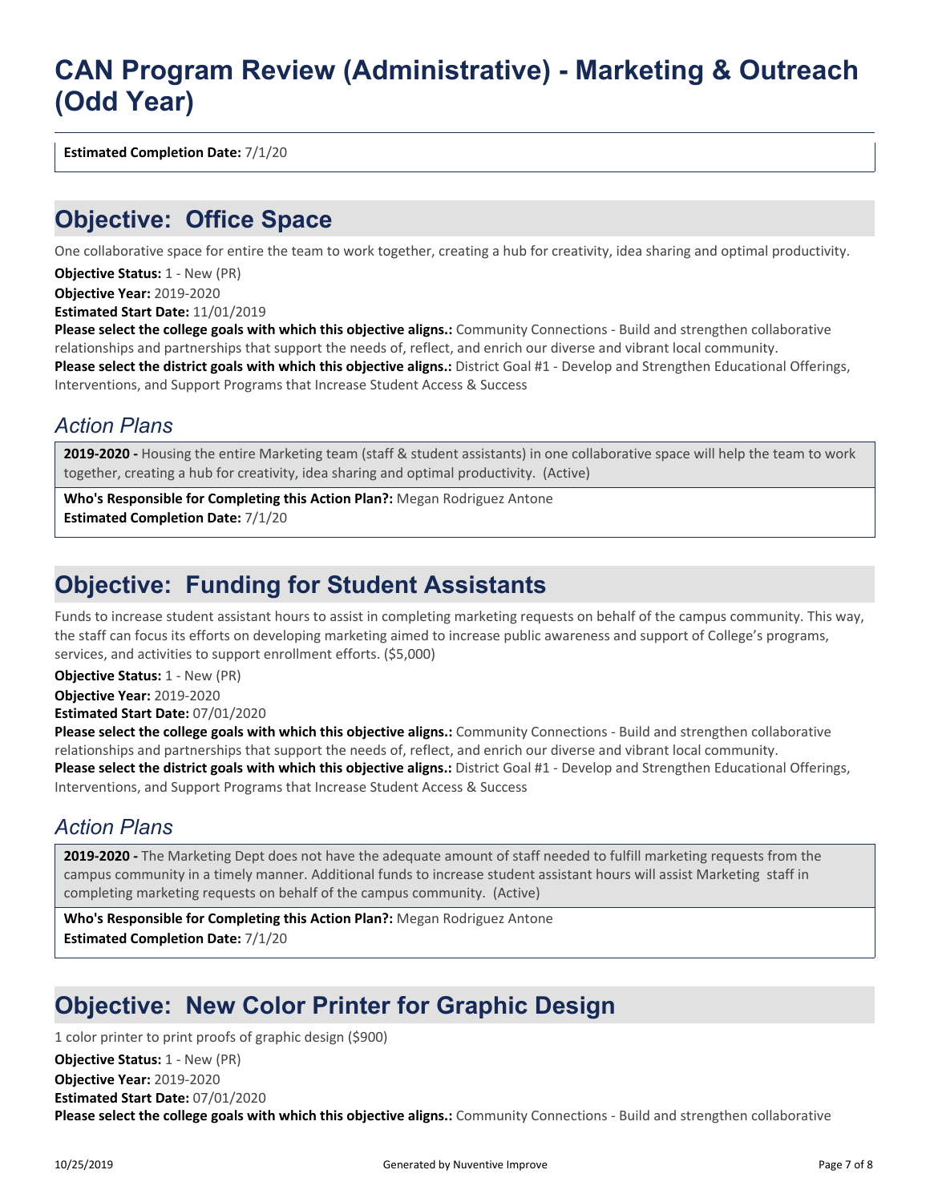**Estimated Completion Date:** 7/1/20

## Objective: Office Space

One collaborative space for entire the team to work together, creating a hub for creativity, idea sharing and optimal productivity.

**Objective Status:** 1 - New (PR)
**Objective Year:** 2019-2020
**Estimated Start Date:** 11/01/2019
**Please select the college goals with which this objective aligns.:** Community Connections - Build and strengthen collaborative relationships and partnerships that support the needs of, reflect, and enrich our diverse and vibrant local community.
**Please select the district goals with which this objective aligns.:** District Goal #1 - Develop and Strengthen Educational Offerings, Interventions, and Support Programs that Increase Student Access & Success

### *Action Plans*

**2019-2020 -** Housing the entire Marketing team (staff & student assistants) in one collaborative space will help the team to work together, creating a hub for creativity, idea sharing and optimal productivity. (Active)

**Who's Responsible for Completing this Action Plan?:** Megan Rodriguez Antone
**Estimated Completion Date:** 7/1/20

## Objective: Funding for Student Assistants

Funds to increase student assistant hours to assist in completing marketing requests on behalf of the campus community. This way, the staff can focus its efforts on developing marketing aimed to increase public awareness and support of College's programs, services, and activities to support enrollment efforts. ($5,000)

**Objective Status:** 1 - New (PR)
**Objective Year:** 2019-2020
**Estimated Start Date:** 07/01/2020
**Please select the college goals with which this objective aligns.:** Community Connections - Build and strengthen collaborative relationships and partnerships that support the needs of, reflect, and enrich our diverse and vibrant local community.
**Please select the district goals with which this objective aligns.:** District Goal #1 - Develop and Strengthen Educational Offerings, Interventions, and Support Programs that Increase Student Access & Success

### *Action Plans*

**2019-2020 -** The Marketing Dept does not have the adequate amount of staff needed to fulfill marketing requests from the campus community in a timely manner. Additional funds to increase student assistant hours will assist Marketing staff in completing marketing requests on behalf of the campus community. (Active)

**Who's Responsible for Completing this Action Plan?:** Megan Rodriguez Antone
**Estimated Completion Date:** 7/1/20

## Objective: New Color Printer for Graphic Design

1 color printer to print proofs of graphic design ($900)

**Objective Status:** 1 - New (PR)
**Objective Year:** 2019-2020
**Estimated Start Date:** 07/01/2020
**Please select the college goals with which this objective aligns.:** Community Connections - Build and strengthen collaborative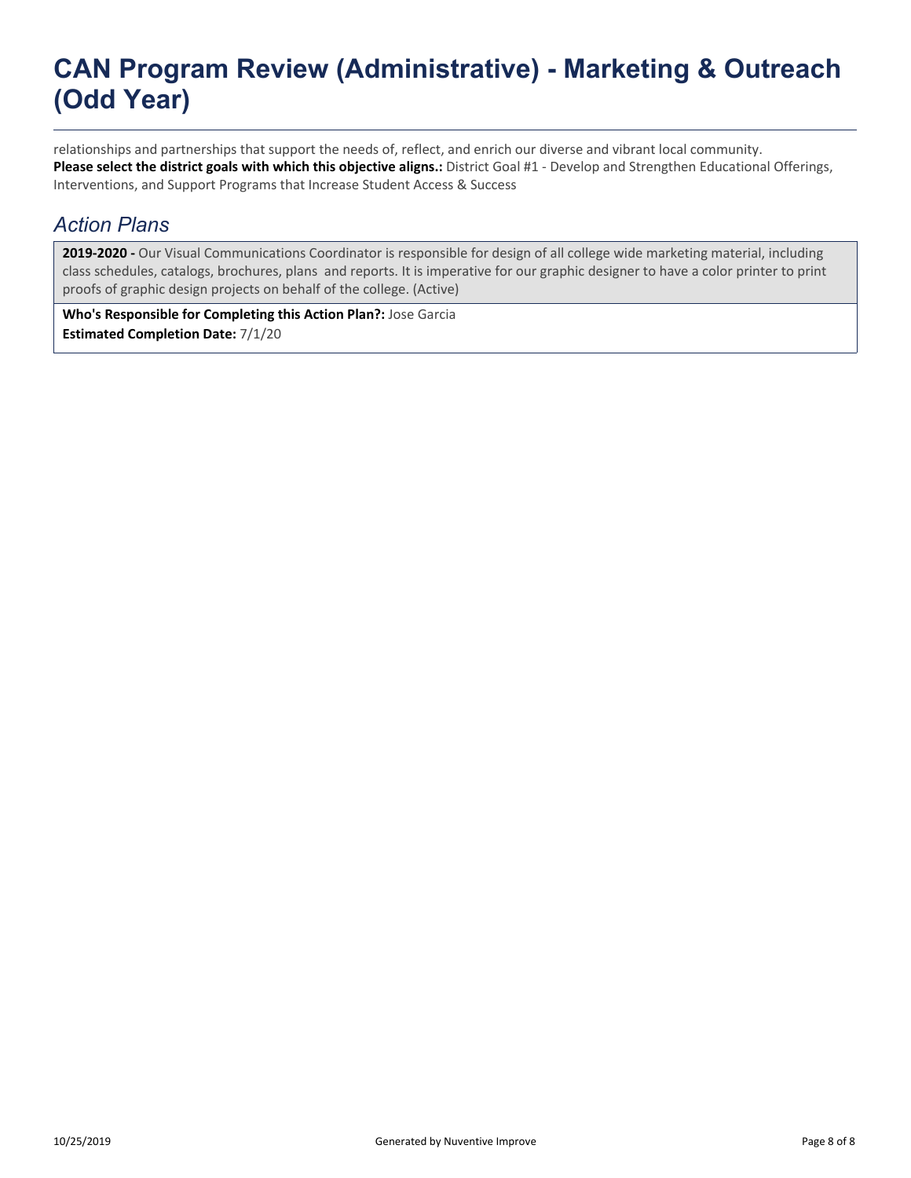relationships and partnerships that support the needs of, reflect, and enrich our diverse and vibrant local community.
**Please select the district goals with which this objective aligns.:** District Goal #1 - Develop and Strengthen Educational Offerings, Interventions, and Support Programs that Increase Student Access & Success

## *Action Plans*

**2019-2020 -** Our Visual Communications Coordinator is responsible for design of all college wide marketing material, including class schedules, catalogs, brochures, plans and reports. It is imperative for our graphic designer to have a color printer to print proofs of graphic design projects on behalf of the college. (Active)

**Who's Responsible for Completing this Action Plan?:** Jose Garcia
**Estimated Completion Date:** 7/1/20